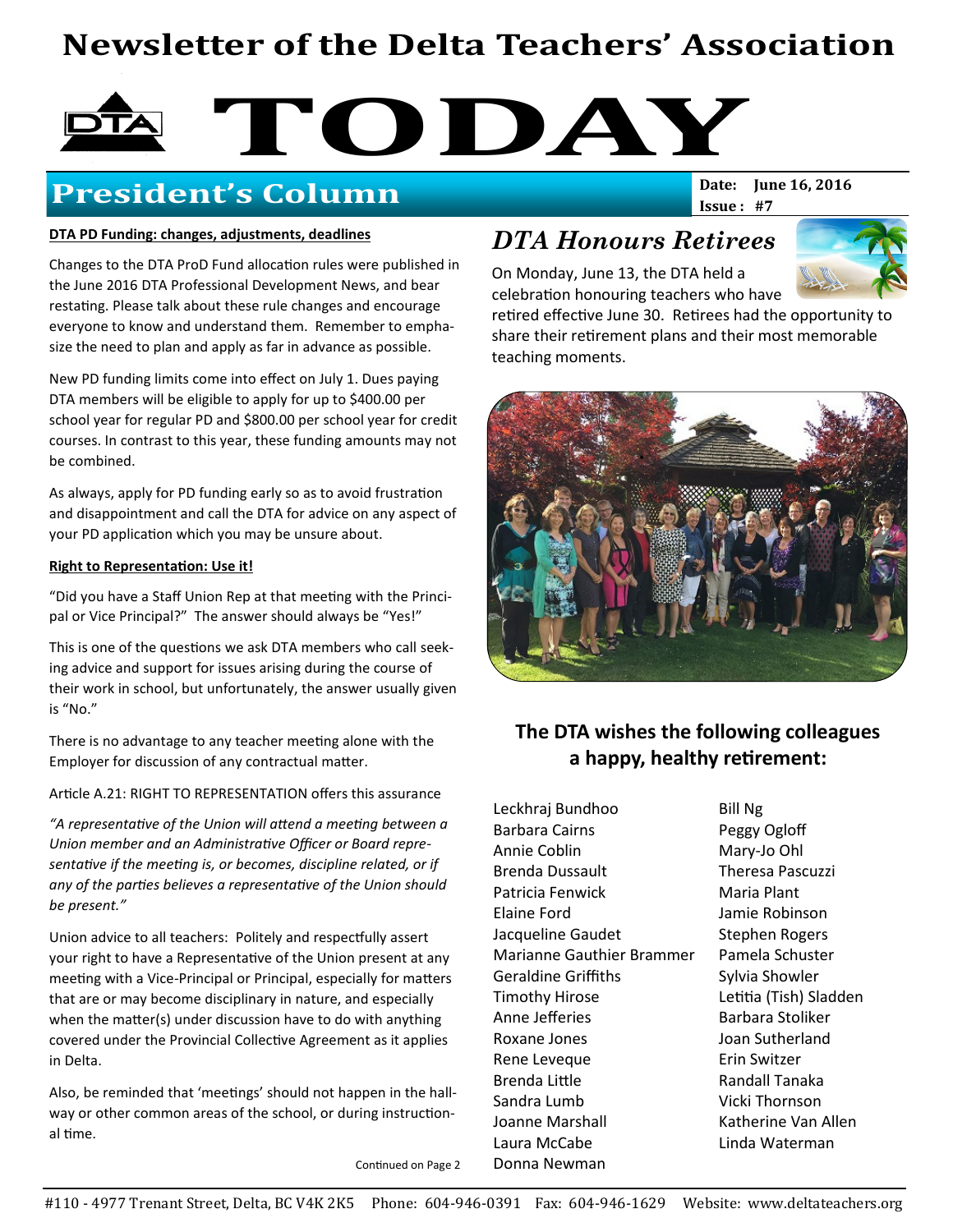# Newsletter of the Delta Teachers' Association

# TODAY

## President's Column

**Date:** June 16, 2016
**Issue:** #7

**DTA PD Funding: changes, adjustments, deadlines**

Changes to the DTA ProD Fund allocation rules were published in the June 2016 DTA Professional Development News, and bear restating. Please talk about these rule changes and encourage everyone to know and understand them. Remember to emphasize the need to plan and apply as far in advance as possible.

New PD funding limits come into effect on July 1. Dues paying DTA members will be eligible to apply for up to $400.00 per school year for regular PD and $800.00 per school year for credit courses. In contrast to this year, these funding amounts may not be combined.

As always, apply for PD funding early so as to avoid frustration and disappointment and call the DTA for advice on any aspect of your PD application which you may be unsure about.

**Right to Representation: Use it!**

"Did you have a Staff Union Rep at that meeting with the Principal or Vice Principal?" The answer should always be "Yes!"

This is one of the questions we ask DTA members who call seeking advice and support for issues arising during the course of their work in school, but unfortunately, the answer usually given is "No."

There is no advantage to any teacher meeting alone with the Employer for discussion of any contractual matter.

Article A.21: RIGHT TO REPRESENTATION offers this assurance

*"A representative of the Union will attend a meeting between a Union member and an Administrative Officer or Board representative if the meeting is, or becomes, discipline related, or if any of the parties believes a representative of the Union should be present."*

Union advice to all teachers: Politely and respectfully assert your right to have a Representative of the Union present at any meeting with a Vice-Principal or Principal, especially for matters that are or may become disciplinary in nature, and especially when the matter(s) under discussion have to do with anything covered under the Provincial Collective Agreement as it applies in Delta.

Also, be reminded that 'meetings' should not happen in the hallway or other common areas of the school, or during instructional time.

Continued on Page 2

## *DTA Honours Retirees*

On Monday, June 13, the DTA held a celebration honouring teachers who have retired effective June 30. Retirees had the opportunity to share their retirement plans and their most memorable teaching moments.

### The DTA wishes the following colleagues a happy, healthy retirement:

- Leckhraj Bundhoo
- Barbara Cairns
- Annie Coblin
- Brenda Dussault
- Patricia Fenwick
- Elaine Ford
- Jacqueline Gaudet
- Marianne Gauthier Brammer
- Geraldine Griffiths
- Timothy Hirose
- Anne Jefferies
- Roxane Jones
- Rene Leveque
- Brenda Little
- Sandra Lumb
- Joanne Marshall
- Laura McCabe
- Donna Newman
- Bill Ng
- Peggy Ogloff
- Mary-Jo Ohl
- Theresa Pascuzzi
- Maria Plant
- Jamie Robinson
- Stephen Rogers
- Pamela Schuster
- Sylvia Showler
- Letitia (Tish) Sladden
- Barbara Stoliker
- Joan Sutherland
- Erin Switzer
- Randall Tanaka
- Vicki Thornson
- Katherine Van Allen
- Linda Waterman

#110 - 4977 Trenant Street, Delta, BC V4K 2K5 Phone: 604-946-0391 Fax: 604-946-1629 Website: www.deltateachers.org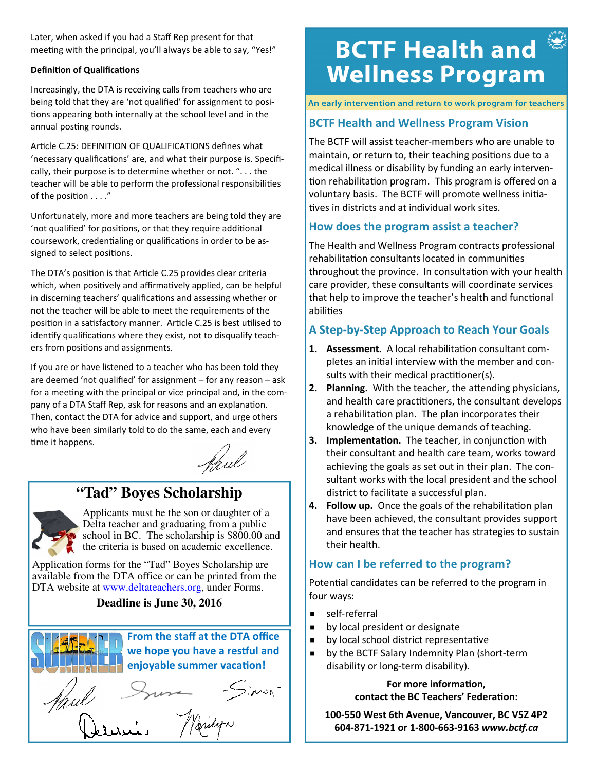Later, when asked if you had a Staff Rep present for that meeting with the principal, you'll always be able to say, "Yes!"

**Definition of Qualifications**

Increasingly, the DTA is receiving calls from teachers who are being told that they are 'not qualified' for assignment to positions appearing both internally at the school level and in the annual posting rounds.

Article C.25: DEFINITION OF QUALIFICATIONS defines what 'necessary qualifications' are, and what their purpose is. Specifically, their purpose is to determine whether or not. ". . . the teacher will be able to perform the professional responsibilities of the position . . . ."

Unfortunately, more and more teachers are being told they are 'not qualified' for positions, or that they require additional coursework, credentialing or qualifications in order to be assigned to select positions.

The DTA's position is that Article C.25 provides clear criteria which, when positively and affirmatively applied, can be helpful in discerning teachers' qualifications and assessing whether or not the teacher will be able to meet the requirements of the position in a satisfactory manner. Article C.25 is best utilised to identify qualifications where they exist, not to disqualify teachers from positions and assignments.

If you are or have listened to a teacher who has been told they are deemed 'not qualified' for assignment – for any reason – ask for a meeting with the principal or vice principal and, in the company of a DTA Staff Rep, ask for reasons and an explanation. Then, contact the DTA for advice and support, and urge others who have been similarly told to do the same, each and every time it happens.

Paul

## "Tad" Boyes Scholarship

Applicants must be the son or daughter of a Delta teacher and graduating from a public school in BC. The scholarship is $800.00 and the criteria is based on academic excellence.

Application forms for the "Tad" Boyes Scholarship are available from the DTA office or can be printed from the DTA website at www.deltateachers.org, under Forms.

**Deadline is June 30, 2016**

**From the staff at the DTA office we hope you have a restful and enjoyable summer vacation!**

Paul Susan Simon Debbie Marilyn

# BCTF Health and Wellness Program

**An early intervention and return to work program for teachers**

## BCTF Health and Wellness Program Vision

The BCTF will assist teacher-members who are unable to maintain, or return to, their teaching positions due to a medical illness or disability by funding an early intervention rehabilitation program. This program is offered on a voluntary basis. The BCTF will promote wellness initiatives in districts and at individual work sites.

## How does the program assist a teacher?

The Health and Wellness Program contracts professional rehabilitation consultants located in communities throughout the province. In consultation with your health care provider, these consultants will coordinate services that help to improve the teacher's health and functional abilities

## A Step-by-Step Approach to Reach Your Goals

1. **Assessment.** A local rehabilitation consultant completes an initial interview with the member and consults with their medical practitioner(s).
2. **Planning.** With the teacher, the attending physicians, and health care practitioners, the consultant develops a rehabilitation plan. The plan incorporates their knowledge of the unique demands of teaching.
3. **Implementation.** The teacher, in conjunction with their consultant and health care team, works toward achieving the goals as set out in their plan. The consultant works with the local president and the school district to facilitate a successful plan.
4. **Follow up.** Once the goals of the rehabilitation plan have been achieved, the consultant provides support and ensures that the teacher has strategies to sustain their health.

## How can I be referred to the program?

Potential candidates can be referred to the program in four ways:

- self-referral
- by local president or designate
- by local school district representative
- by the BCTF Salary Indemnity Plan (short-term disability or long-term disability).

**For more information, contact the BC Teachers' Federation:**

**100-550 West 6th Avenue, Vancouver, BC V5Z 4P2**
**604-871-1921 or 1-800-663-9163 *www.bctf.ca***